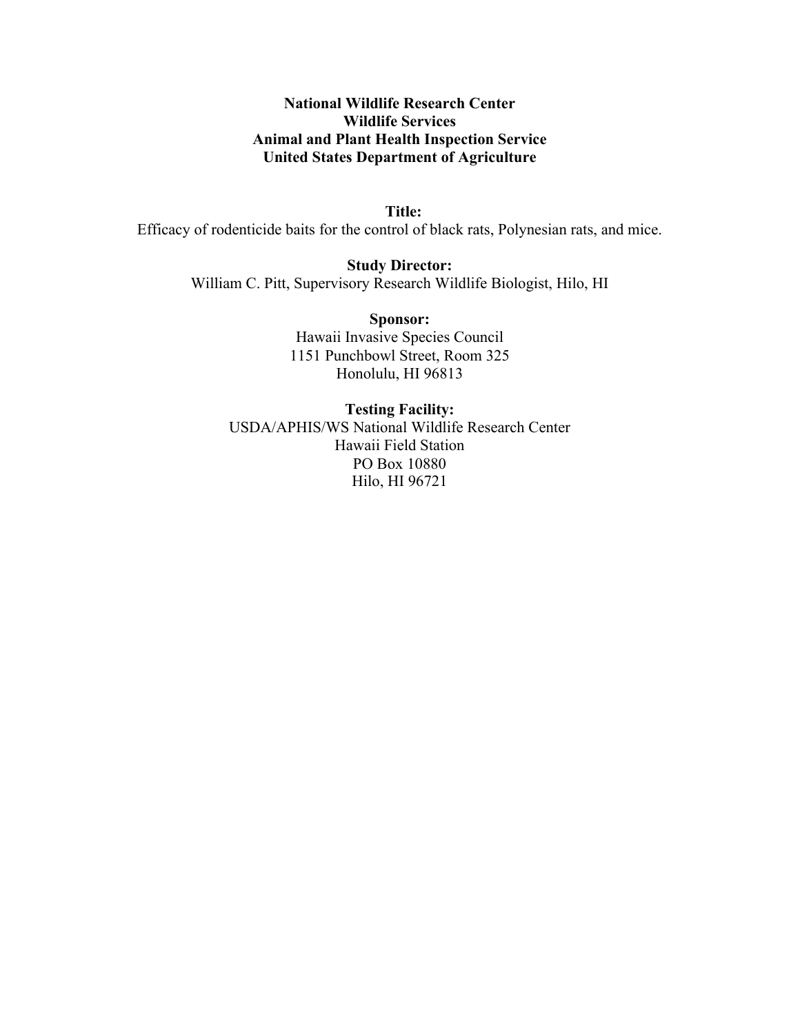**National Wildlife Research Center**
**Wildlife Services**
**Animal and Plant Health Inspection Service**
**United States Department of Agriculture**

**Title:**
Efficacy of rodenticide baits for the control of black rats, Polynesian rats, and mice.

**Study Director:**
William C. Pitt, Supervisory Research Wildlife Biologist, Hilo, HI

**Sponsor:**
Hawaii Invasive Species Council
1151 Punchbowl Street, Room 325
Honolulu, HI 96813

**Testing Facility:**
USDA/APHIS/WS National Wildlife Research Center
Hawaii Field Station
PO Box 10880
Hilo, HI 96721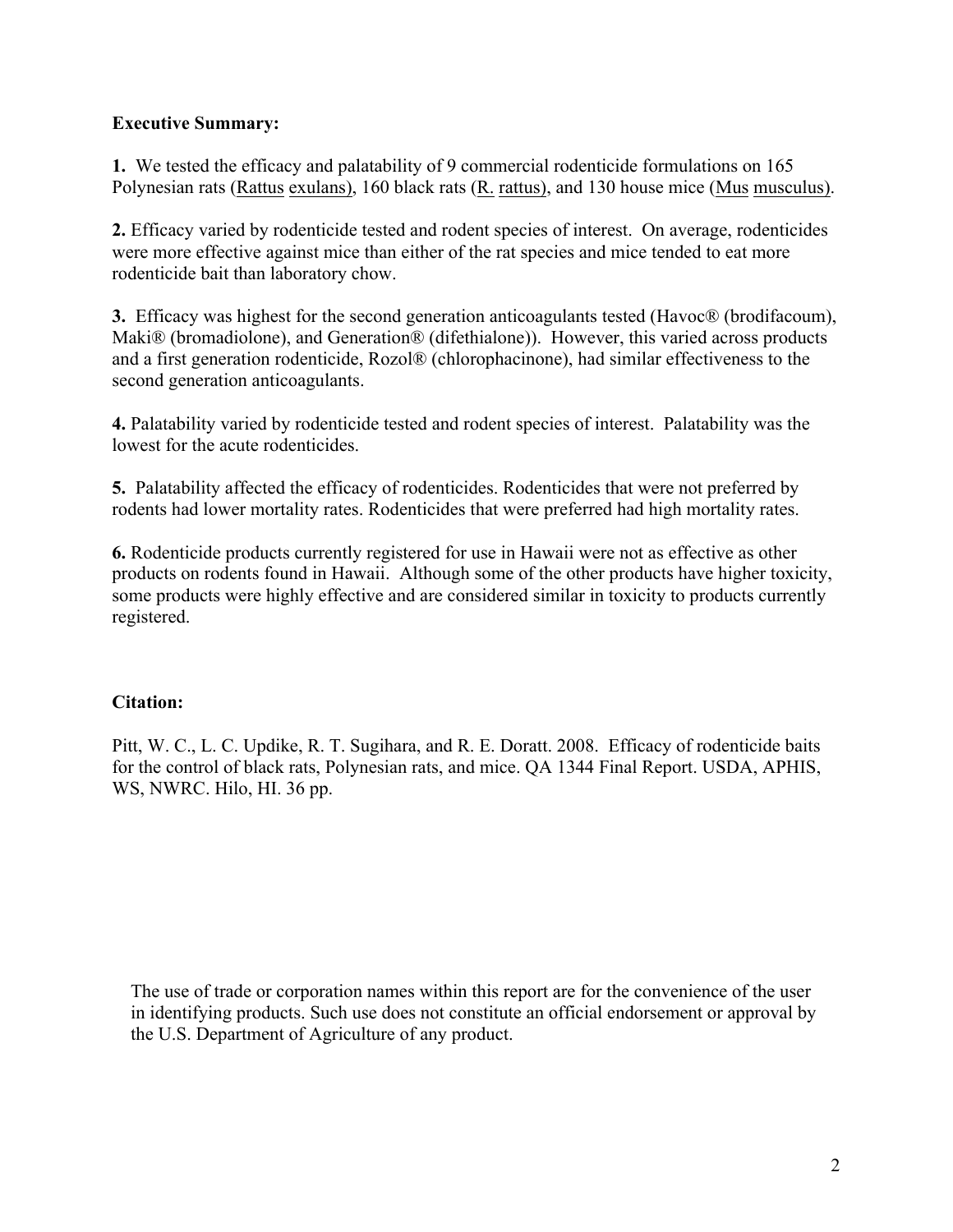**Executive Summary:**

**1.** We tested the efficacy and palatability of 9 commercial rodenticide formulations on 165 Polynesian rats (Rattus exulans), 160 black rats (R. rattus), and 130 house mice (Mus musculus).

**2.** Efficacy varied by rodenticide tested and rodent species of interest. On average, rodenticides were more effective against mice than either of the rat species and mice tended to eat more rodenticide bait than laboratory chow.

**3.** Efficacy was highest for the second generation anticoagulants tested (Havoc® (brodifacoum), Maki® (bromadiolone), and Generation® (difethialone)). However, this varied across products and a first generation rodenticide, Rozol® (chlorophacinone), had similar effectiveness to the second generation anticoagulants.

**4.** Palatability varied by rodenticide tested and rodent species of interest. Palatability was the lowest for the acute rodenticides.

**5.** Palatability affected the efficacy of rodenticides. Rodenticides that were not preferred by rodents had lower mortality rates. Rodenticides that were preferred had high mortality rates.

**6.** Rodenticide products currently registered for use in Hawaii were not as effective as other products on rodents found in Hawaii. Although some of the other products have higher toxicity, some products were highly effective and are considered similar in toxicity to products currently registered.

**Citation:**

Pitt, W. C., L. C. Updike, R. T. Sugihara, and R. E. Doratt. 2008. Efficacy of rodenticide baits for the control of black rats, Polynesian rats, and mice. QA 1344 Final Report. USDA, APHIS, WS, NWRC. Hilo, HI. 36 pp.

The use of trade or corporation names within this report are for the convenience of the user in identifying products. Such use does not constitute an official endorsement or approval by the U.S. Department of Agriculture of any product.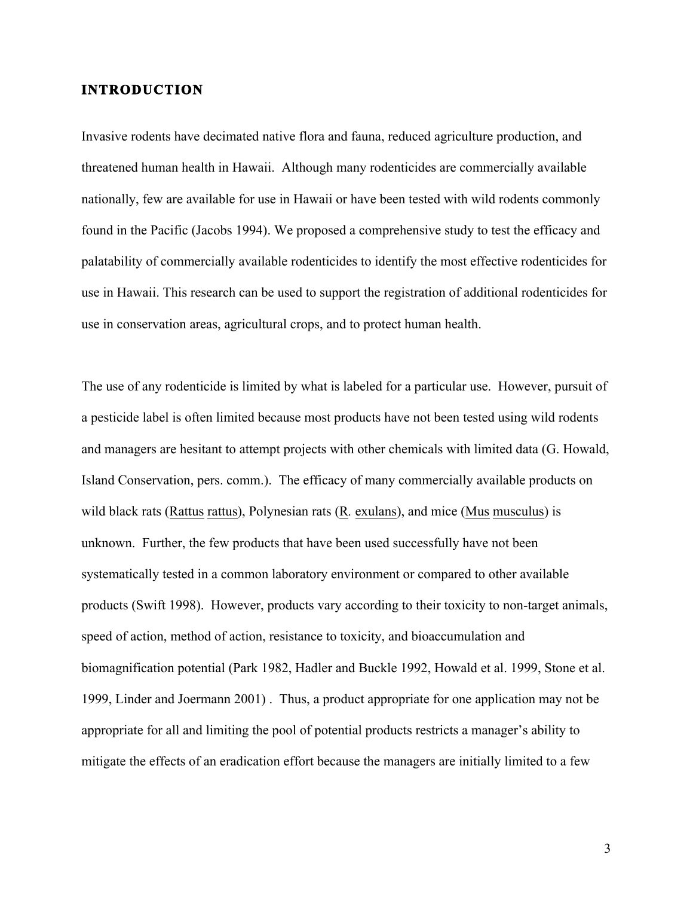## INTRODUCTION

Invasive rodents have decimated native flora and fauna, reduced agriculture production, and threatened human health in Hawaii. Although many rodenticides are commercially available nationally, few are available for use in Hawaii or have been tested with wild rodents commonly found in the Pacific (Jacobs 1994). We proposed a comprehensive study to test the efficacy and palatability of commercially available rodenticides to identify the most effective rodenticides for use in Hawaii. This research can be used to support the registration of additional rodenticides for use in conservation areas, agricultural crops, and to protect human health.

The use of any rodenticide is limited by what is labeled for a particular use. However, pursuit of a pesticide label is often limited because most products have not been tested using wild rodents and managers are hesitant to attempt projects with other chemicals with limited data (G. Howald, Island Conservation, pers. comm.). The efficacy of many commercially available products on wild black rats (*Rattus rattus*), Polynesian rats (*R. exulans*), and mice (*Mus musculus*) is unknown. Further, the few products that have been used successfully have not been systematically tested in a common laboratory environment or compared to other available products (Swift 1998). However, products vary according to their toxicity to non-target animals, speed of action, method of action, resistance to toxicity, and bioaccumulation and biomagnification potential (Park 1982, Hadler and Buckle 1992, Howald et al. 1999, Stone et al. 1999, Linder and Joermann 2001) . Thus, a product appropriate for one application may not be appropriate for all and limiting the pool of potential products restricts a manager's ability to mitigate the effects of an eradication effort because the managers are initially limited to a few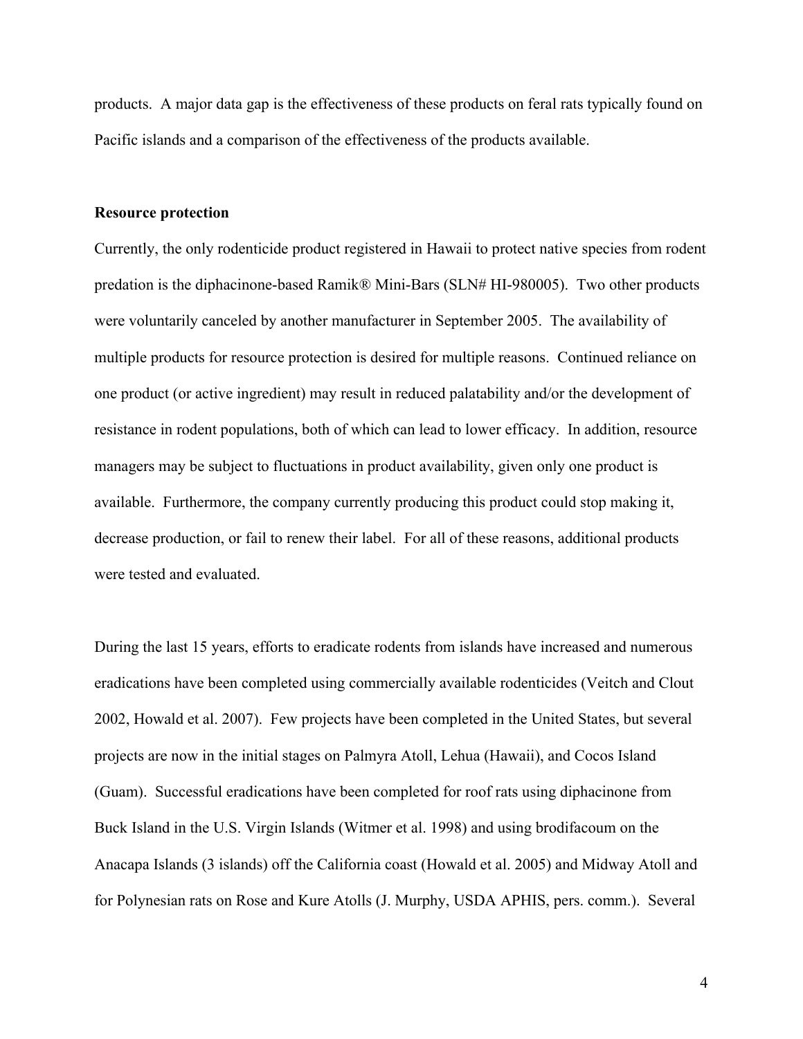products. A major data gap is the effectiveness of these products on feral rats typically found on Pacific islands and a comparison of the effectiveness of the products available.

**Resource protection**

Currently, the only rodenticide product registered in Hawaii to protect native species from rodent predation is the diphacinone-based Ramik® Mini-Bars (SLN# HI-980005). Two other products were voluntarily canceled by another manufacturer in September 2005. The availability of multiple products for resource protection is desired for multiple reasons. Continued reliance on one product (or active ingredient) may result in reduced palatability and/or the development of resistance in rodent populations, both of which can lead to lower efficacy. In addition, resource managers may be subject to fluctuations in product availability, given only one product is available. Furthermore, the company currently producing this product could stop making it, decrease production, or fail to renew their label. For all of these reasons, additional products were tested and evaluated.

During the last 15 years, efforts to eradicate rodents from islands have increased and numerous eradications have been completed using commercially available rodenticides (Veitch and Clout 2002, Howald et al. 2007). Few projects have been completed in the United States, but several projects are now in the initial stages on Palmyra Atoll, Lehua (Hawaii), and Cocos Island (Guam). Successful eradications have been completed for roof rats using diphacinone from Buck Island in the U.S. Virgin Islands (Witmer et al. 1998) and using brodifacoum on the Anacapa Islands (3 islands) off the California coast (Howald et al. 2005) and Midway Atoll and for Polynesian rats on Rose and Kure Atolls (J. Murphy, USDA APHIS, pers. comm.). Several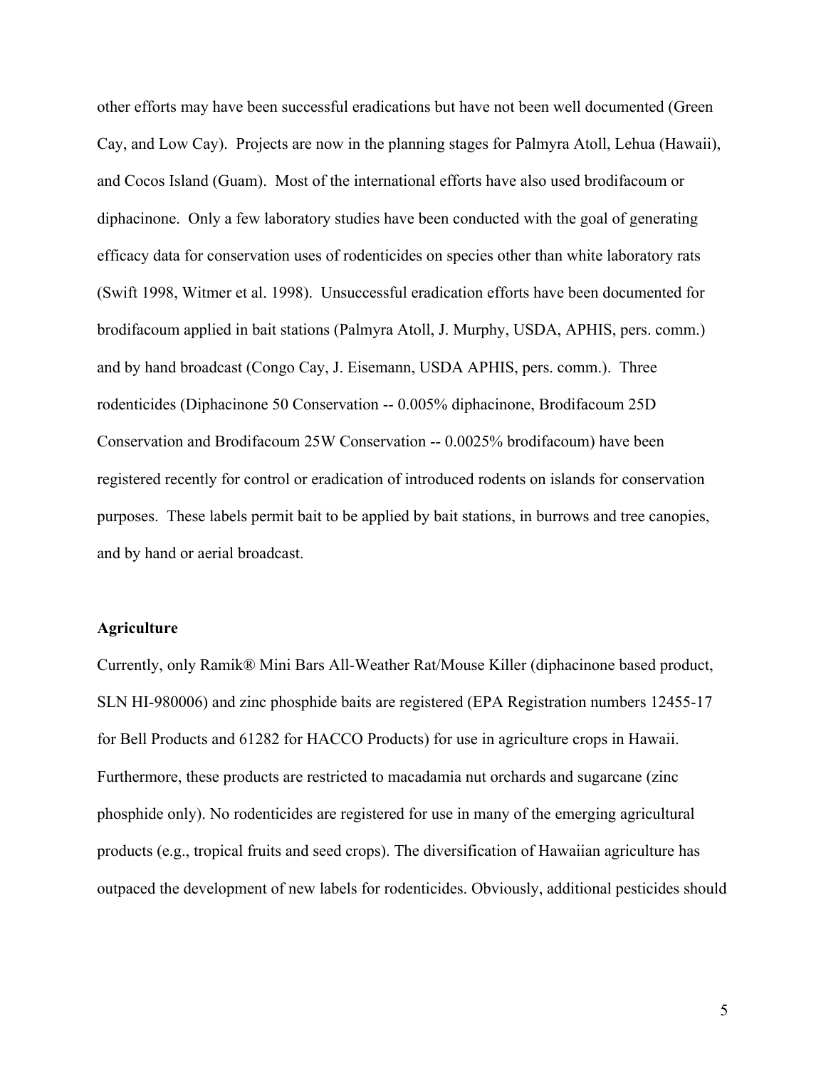other efforts may have been successful eradications but have not been well documented (Green Cay, and Low Cay). Projects are now in the planning stages for Palmyra Atoll, Lehua (Hawaii), and Cocos Island (Guam). Most of the international efforts have also used brodifacoum or diphacinone. Only a few laboratory studies have been conducted with the goal of generating efficacy data for conservation uses of rodenticides on species other than white laboratory rats (Swift 1998, Witmer et al. 1998). Unsuccessful eradication efforts have been documented for brodifacoum applied in bait stations (Palmyra Atoll, J. Murphy, USDA, APHIS, pers. comm.) and by hand broadcast (Congo Cay, J. Eisemann, USDA APHIS, pers. comm.). Three rodenticides (Diphacinone 50 Conservation -- 0.005% diphacinone, Brodifacoum 25D Conservation and Brodifacoum 25W Conservation -- 0.0025% brodifacoum) have been registered recently for control or eradication of introduced rodents on islands for conservation purposes. These labels permit bait to be applied by bait stations, in burrows and tree canopies, and by hand or aerial broadcast.

**Agriculture**

Currently, only Ramik® Mini Bars All-Weather Rat/Mouse Killer (diphacinone based product, SLN HI-980006) and zinc phosphide baits are registered (EPA Registration numbers 12455-17 for Bell Products and 61282 for HACCO Products) for use in agriculture crops in Hawaii. Furthermore, these products are restricted to macadamia nut orchards and sugarcane (zinc phosphide only). No rodenticides are registered for use in many of the emerging agricultural products (e.g., tropical fruits and seed crops). The diversification of Hawaiian agriculture has outpaced the development of new labels for rodenticides. Obviously, additional pesticides should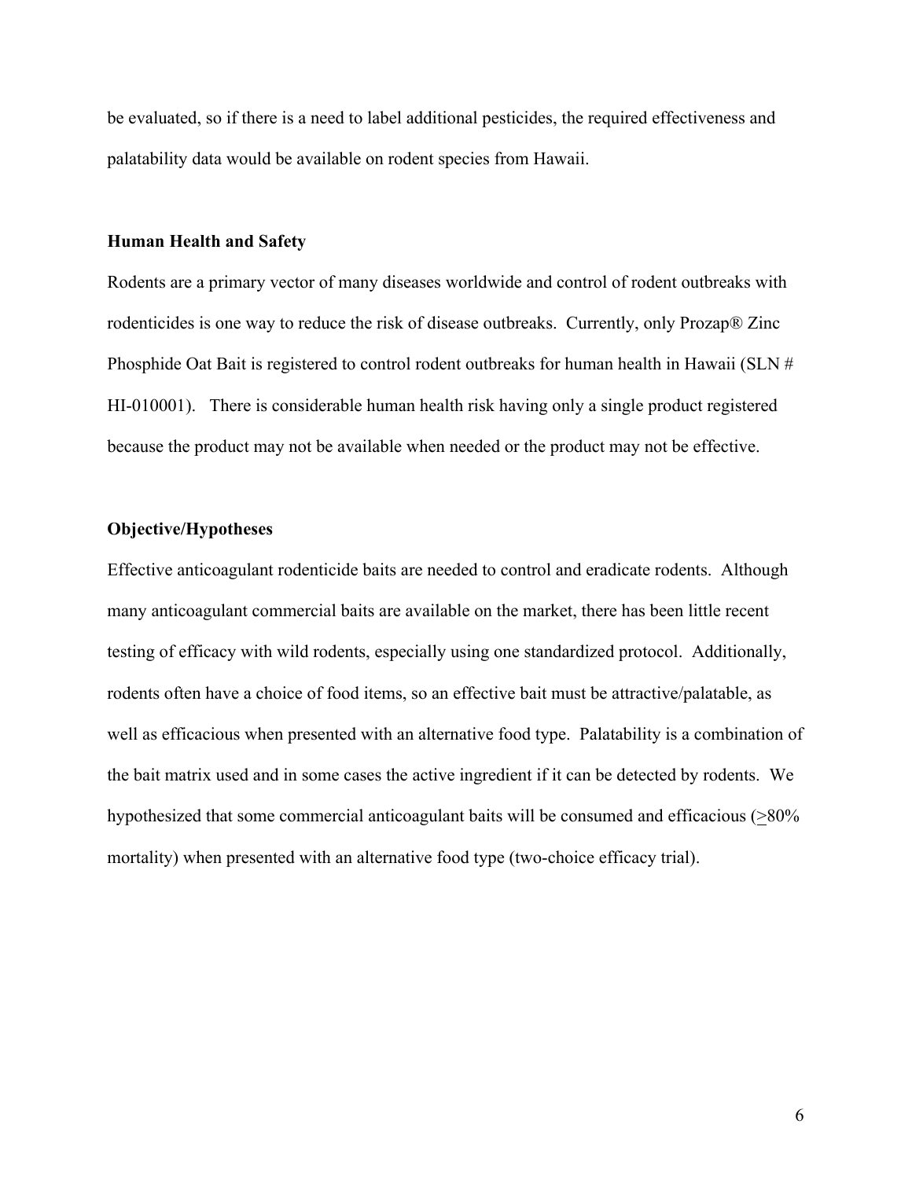be evaluated, so if there is a need to label additional pesticides, the required effectiveness and palatability data would be available on rodent species from Hawaii.

**Human Health and Safety**

Rodents are a primary vector of many diseases worldwide and control of rodent outbreaks with rodenticides is one way to reduce the risk of disease outbreaks. Currently, only Prozap® Zinc Phosphide Oat Bait is registered to control rodent outbreaks for human health in Hawaii (SLN # HI-010001). There is considerable human health risk having only a single product registered because the product may not be available when needed or the product may not be effective.

**Objective/Hypotheses**

Effective anticoagulant rodenticide baits are needed to control and eradicate rodents. Although many anticoagulant commercial baits are available on the market, there has been little recent testing of efficacy with wild rodents, especially using one standardized protocol. Additionally, rodents often have a choice of food items, so an effective bait must be attractive/palatable, as well as efficacious when presented with an alternative food type. Palatability is a combination of the bait matrix used and in some cases the active ingredient if it can be detected by rodents. We hypothesized that some commercial anticoagulant baits will be consumed and efficacious ($\geq$80% mortality) when presented with an alternative food type (two-choice efficacy trial).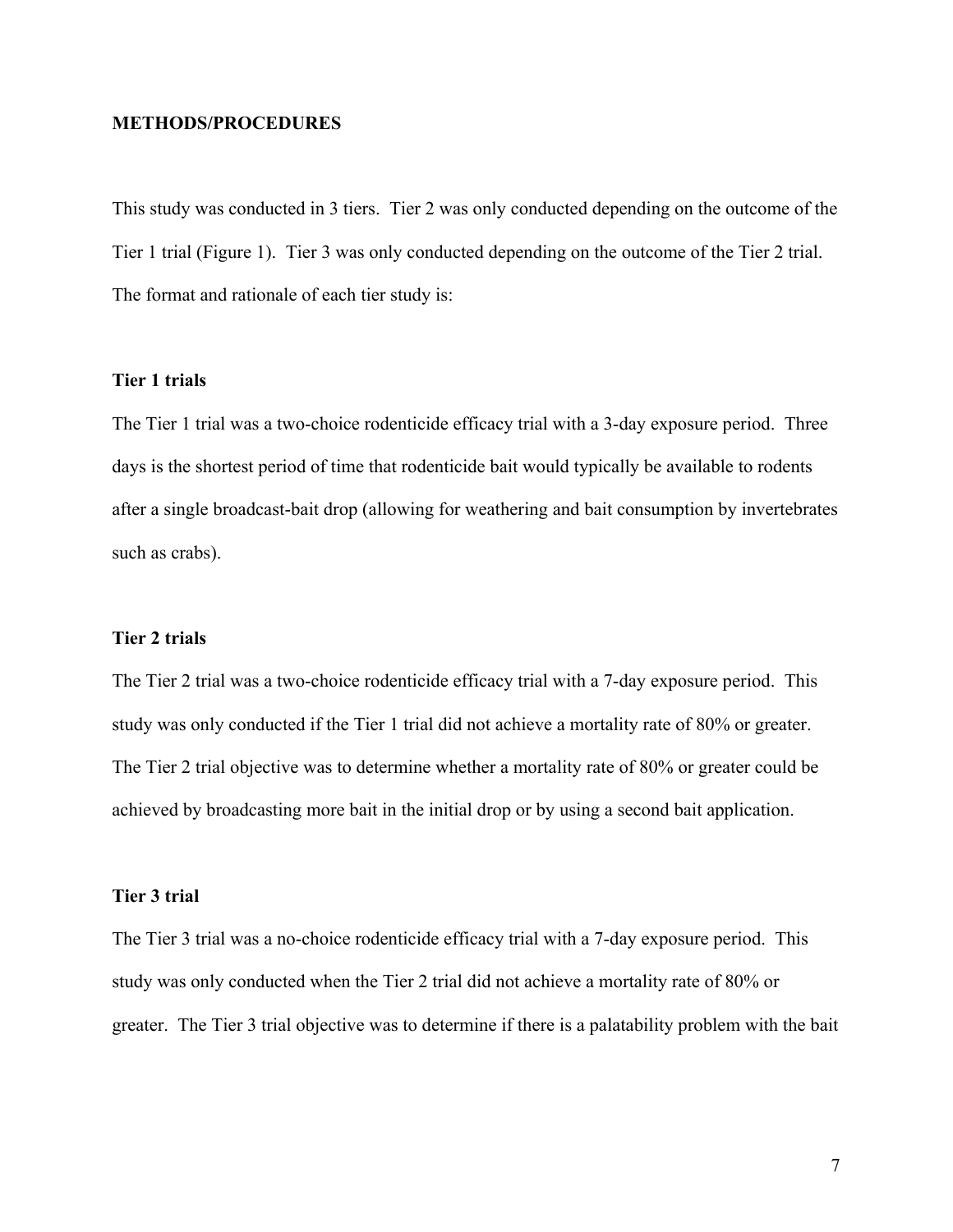## METHODS/PROCEDURES

This study was conducted in 3 tiers. Tier 2 was only conducted depending on the outcome of the Tier 1 trial (Figure 1). Tier 3 was only conducted depending on the outcome of the Tier 2 trial. The format and rationale of each tier study is:

### Tier 1 trials

The Tier 1 trial was a two-choice rodenticide efficacy trial with a 3-day exposure period. Three days is the shortest period of time that rodenticide bait would typically be available to rodents after a single broadcast-bait drop (allowing for weathering and bait consumption by invertebrates such as crabs).

### Tier 2 trials

The Tier 2 trial was a two-choice rodenticide efficacy trial with a 7-day exposure period. This study was only conducted if the Tier 1 trial did not achieve a mortality rate of 80% or greater. The Tier 2 trial objective was to determine whether a mortality rate of 80% or greater could be achieved by broadcasting more bait in the initial drop or by using a second bait application.

### Tier 3 trial

The Tier 3 trial was a no-choice rodenticide efficacy trial with a 7-day exposure period. This study was only conducted when the Tier 2 trial did not achieve a mortality rate of 80% or greater. The Tier 3 trial objective was to determine if there is a palatability problem with the bait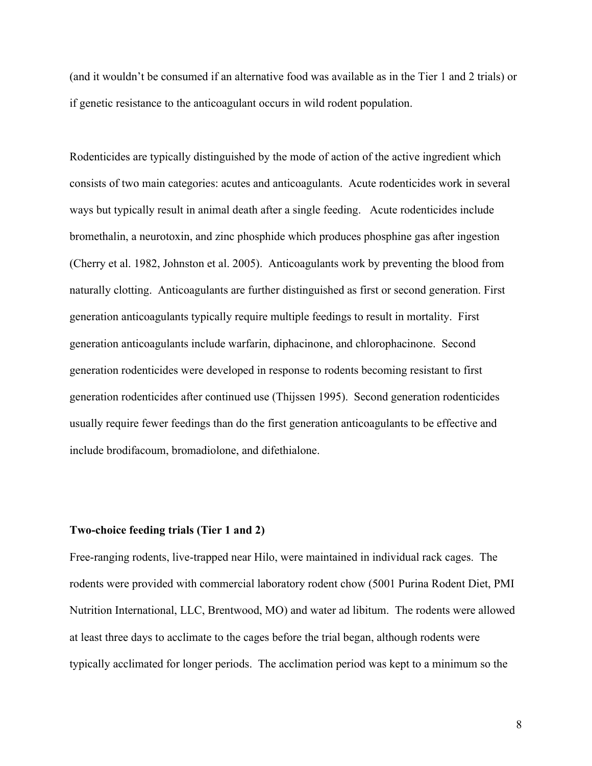(and it wouldn't be consumed if an alternative food was available as in the Tier 1 and 2 trials) or if genetic resistance to the anticoagulant occurs in wild rodent population.

Rodenticides are typically distinguished by the mode of action of the active ingredient which consists of two main categories: acutes and anticoagulants. Acute rodenticides work in several ways but typically result in animal death after a single feeding. Acute rodenticides include bromethalin, a neurotoxin, and zinc phosphide which produces phosphine gas after ingestion (Cherry et al. 1982, Johnston et al. 2005). Anticoagulants work by preventing the blood from naturally clotting. Anticoagulants are further distinguished as first or second generation. First generation anticoagulants typically require multiple feedings to result in mortality. First generation anticoagulants include warfarin, diphacinone, and chlorophacinone. Second generation rodenticides were developed in response to rodents becoming resistant to first generation rodenticides after continued use (Thijssen 1995). Second generation rodenticides usually require fewer feedings than do the first generation anticoagulants to be effective and include brodifacoum, bromadiolone, and difethialone.

**Two-choice feeding trials (Tier 1 and 2)**

Free-ranging rodents, live-trapped near Hilo, were maintained in individual rack cages. The rodents were provided with commercial laboratory rodent chow (5001 Purina Rodent Diet, PMI Nutrition International, LLC, Brentwood, MO) and water ad libitum. The rodents were allowed at least three days to acclimate to the cages before the trial began, although rodents were typically acclimated for longer periods. The acclimation period was kept to a minimum so the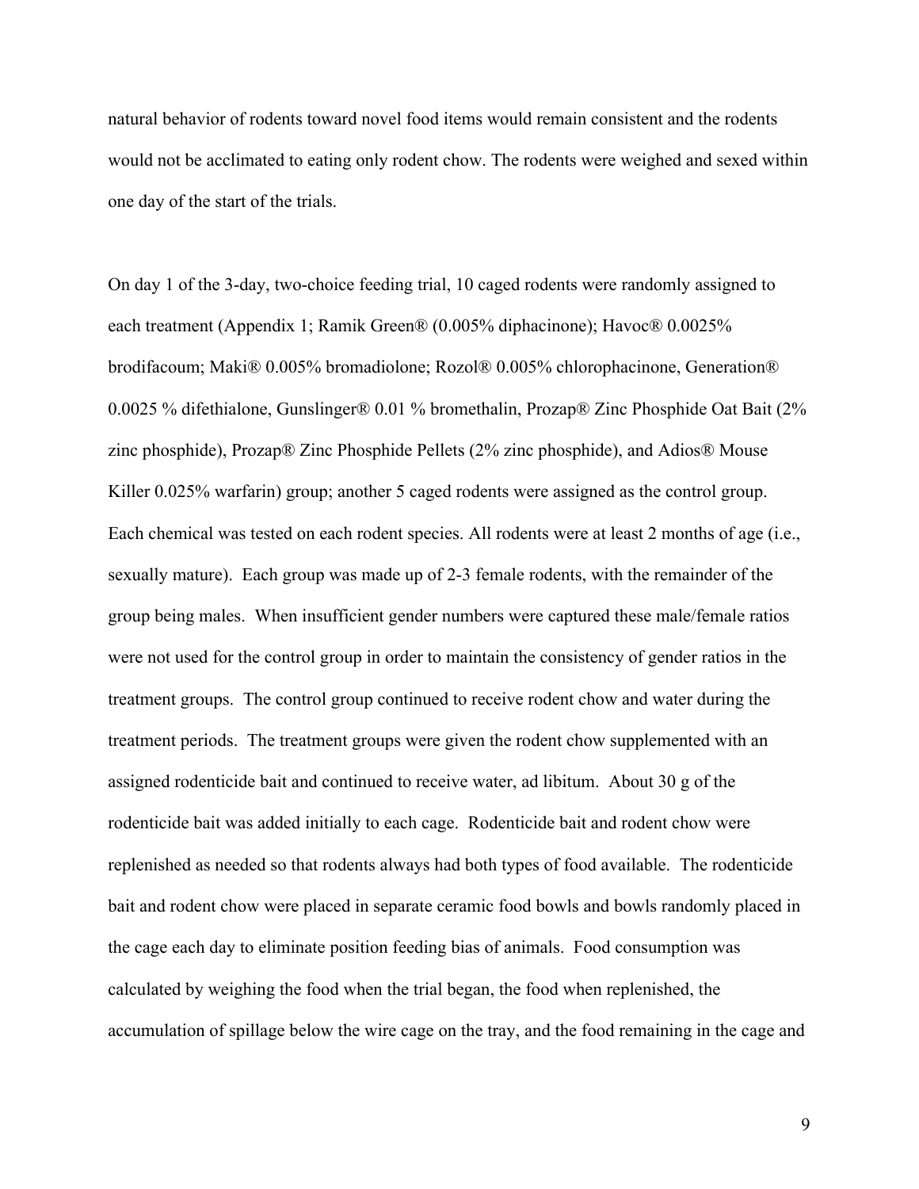natural behavior of rodents toward novel food items would remain consistent and the rodents would not be acclimated to eating only rodent chow. The rodents were weighed and sexed within one day of the start of the trials.

On day 1 of the 3-day, two-choice feeding trial, 10 caged rodents were randomly assigned to each treatment (Appendix 1; Ramik Green® (0.005% diphacinone); Havoc® 0.0025% brodifacoum; Maki® 0.005% bromadiolone; Rozol® 0.005% chlorophacinone, Generation® 0.0025 % difethialone, Gunslinger® 0.01 % bromethalin, Prozap® Zinc Phosphide Oat Bait (2% zinc phosphide), Prozap® Zinc Phosphide Pellets (2% zinc phosphide), and Adios® Mouse Killer 0.025% warfarin) group; another 5 caged rodents were assigned as the control group. Each chemical was tested on each rodent species. All rodents were at least 2 months of age (i.e., sexually mature). Each group was made up of 2-3 female rodents, with the remainder of the group being males. When insufficient gender numbers were captured these male/female ratios were not used for the control group in order to maintain the consistency of gender ratios in the treatment groups. The control group continued to receive rodent chow and water during the treatment periods. The treatment groups were given the rodent chow supplemented with an assigned rodenticide bait and continued to receive water, ad libitum. About 30 g of the rodenticide bait was added initially to each cage. Rodenticide bait and rodent chow were replenished as needed so that rodents always had both types of food available. The rodenticide bait and rodent chow were placed in separate ceramic food bowls and bowls randomly placed in the cage each day to eliminate position feeding bias of animals. Food consumption was calculated by weighing the food when the trial began, the food when replenished, the accumulation of spillage below the wire cage on the tray, and the food remaining in the cage and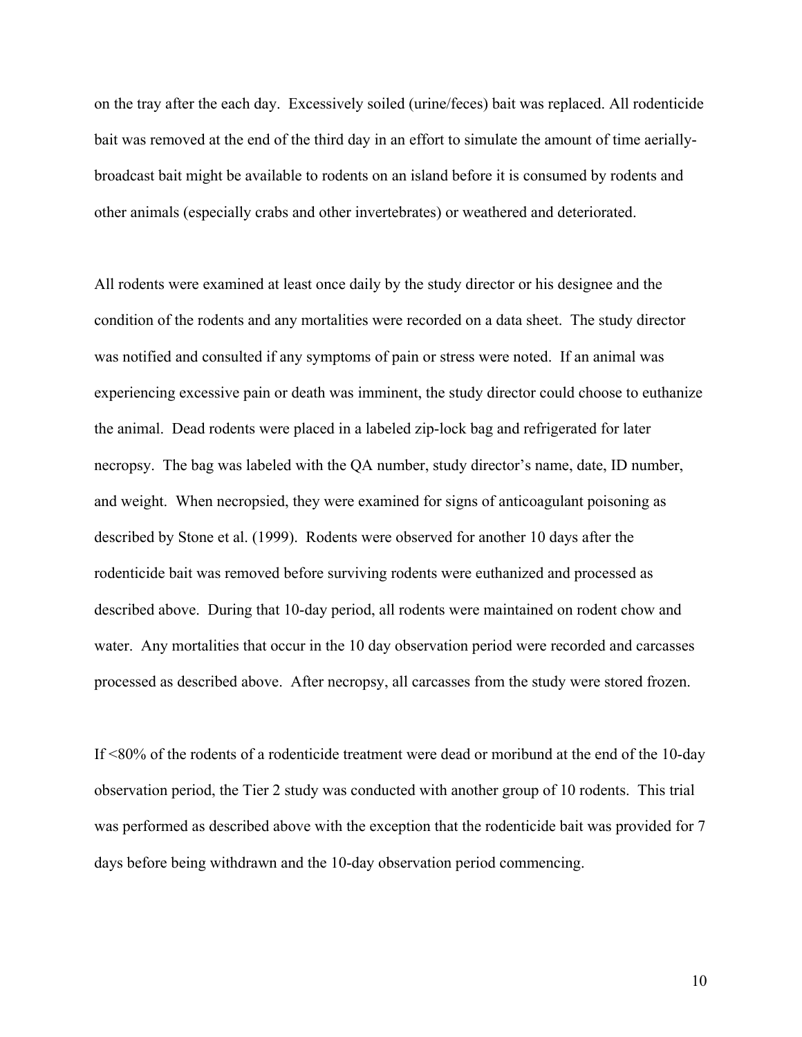on the tray after the each day. Excessively soiled (urine/feces) bait was replaced. All rodenticide bait was removed at the end of the third day in an effort to simulate the amount of time aerially-broadcast bait might be available to rodents on an island before it is consumed by rodents and other animals (especially crabs and other invertebrates) or weathered and deteriorated.

All rodents were examined at least once daily by the study director or his designee and the condition of the rodents and any mortalities were recorded on a data sheet. The study director was notified and consulted if any symptoms of pain or stress were noted. If an animal was experiencing excessive pain or death was imminent, the study director could choose to euthanize the animal. Dead rodents were placed in a labeled zip-lock bag and refrigerated for later necropsy. The bag was labeled with the QA number, study director's name, date, ID number, and weight. When necropsied, they were examined for signs of anticoagulant poisoning as described by Stone et al. (1999). Rodents were observed for another 10 days after the rodenticide bait was removed before surviving rodents were euthanized and processed as described above. During that 10-day period, all rodents were maintained on rodent chow and water. Any mortalities that occur in the 10 day observation period were recorded and carcasses processed as described above. After necropsy, all carcasses from the study were stored frozen.

If <80% of the rodents of a rodenticide treatment were dead or moribund at the end of the 10-day observation period, the Tier 2 study was conducted with another group of 10 rodents. This trial was performed as described above with the exception that the rodenticide bait was provided for 7 days before being withdrawn and the 10-day observation period commencing.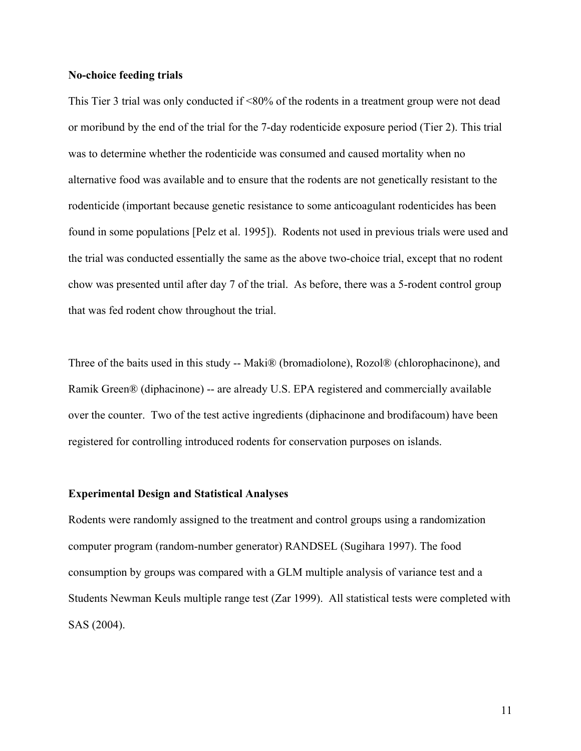**No-choice feeding trials**

This Tier 3 trial was only conducted if <80% of the rodents in a treatment group were not dead or moribund by the end of the trial for the 7-day rodenticide exposure period (Tier 2). This trial was to determine whether the rodenticide was consumed and caused mortality when no alternative food was available and to ensure that the rodents are not genetically resistant to the rodenticide (important because genetic resistance to some anticoagulant rodenticides has been found in some populations [Pelz et al. 1995]). Rodents not used in previous trials were used and the trial was conducted essentially the same as the above two-choice trial, except that no rodent chow was presented until after day 7 of the trial. As before, there was a 5-rodent control group that was fed rodent chow throughout the trial.

Three of the baits used in this study -- Maki® (bromadiolone), Rozol® (chlorophacinone), and Ramik Green® (diphacinone) -- are already U.S. EPA registered and commercially available over the counter. Two of the test active ingredients (diphacinone and brodifacoum) have been registered for controlling introduced rodents for conservation purposes on islands.

**Experimental Design and Statistical Analyses**

Rodents were randomly assigned to the treatment and control groups using a randomization computer program (random-number generator) RANDSEL (Sugihara 1997). The food consumption by groups was compared with a GLM multiple analysis of variance test and a Students Newman Keuls multiple range test (Zar 1999). All statistical tests were completed with SAS (2004).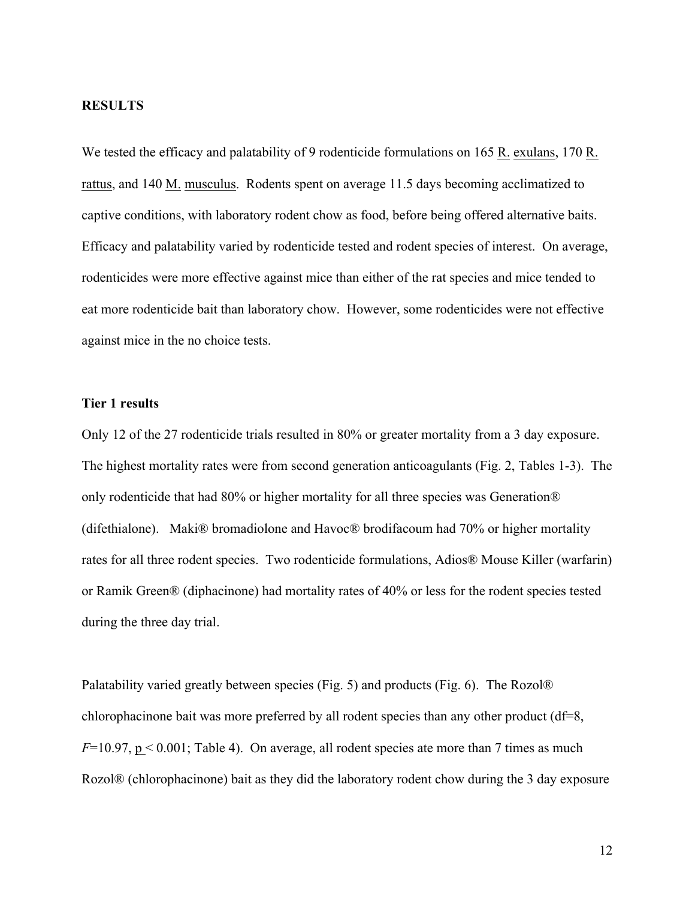## RESULTS

We tested the efficacy and palatability of 9 rodenticide formulations on 165 R. exulans, 170 R. rattus, and 140 M. musculus. Rodents spent on average 11.5 days becoming acclimatized to captive conditions, with laboratory rodent chow as food, before being offered alternative baits. Efficacy and palatability varied by rodenticide tested and rodent species of interest. On average, rodenticides were more effective against mice than either of the rat species and mice tended to eat more rodenticide bait than laboratory chow. However, some rodenticides were not effective against mice in the no choice tests.

### Tier 1 results

Only 12 of the 27 rodenticide trials resulted in 80% or greater mortality from a 3 day exposure. The highest mortality rates were from second generation anticoagulants (Fig. 2, Tables 1-3). The only rodenticide that had 80% or higher mortality for all three species was Generation® (difethialone). Maki® bromadiolone and Havoc® brodifacoum had 70% or higher mortality rates for all three rodent species. Two rodenticide formulations, Adios® Mouse Killer (warfarin) or Ramik Green® (diphacinone) had mortality rates of 40% or less for the rodent species tested during the three day trial.

Palatability varied greatly between species (Fig. 5) and products (Fig. 6). The Rozol® chlorophacinone bait was more preferred by all rodent species than any other product (df=8, $F$=10.97, $p < 0.001$; Table 4). On average, all rodent species ate more than 7 times as much Rozol® (chlorophacinone) bait as they did the laboratory rodent chow during the 3 day exposure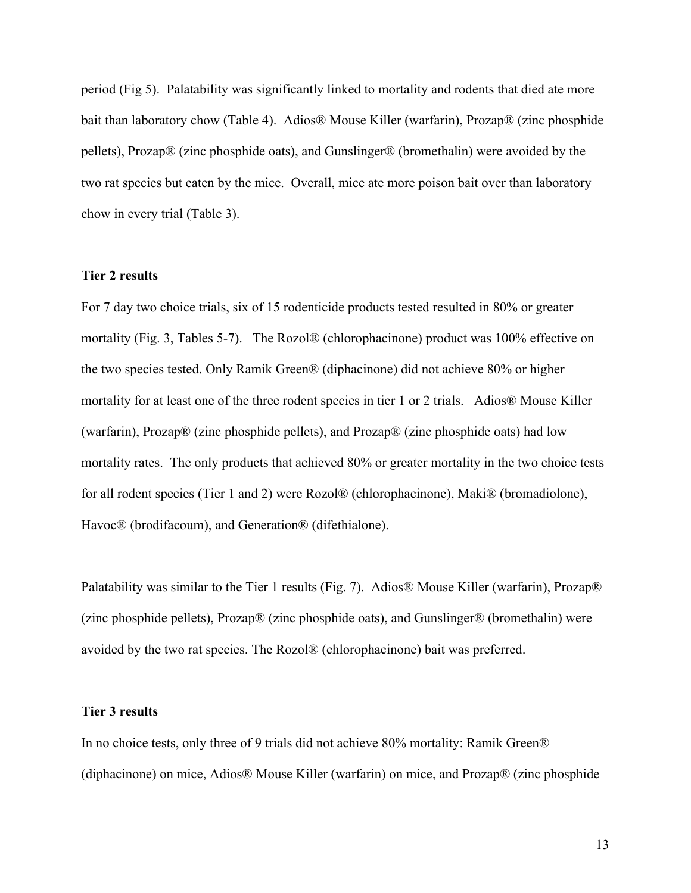period (Fig 5). Palatability was significantly linked to mortality and rodents that died ate more bait than laboratory chow (Table 4). Adios® Mouse Killer (warfarin), Prozap® (zinc phosphide pellets), Prozap® (zinc phosphide oats), and Gunslinger® (bromethalin) were avoided by the two rat species but eaten by the mice. Overall, mice ate more poison bait over than laboratory chow in every trial (Table 3).

**Tier 2 results**

For 7 day two choice trials, six of 15 rodenticide products tested resulted in 80% or greater mortality (Fig. 3, Tables 5-7). The Rozol® (chlorophacinone) product was 100% effective on the two species tested. Only Ramik Green® (diphacinone) did not achieve 80% or higher mortality for at least one of the three rodent species in tier 1 or 2 trials. Adios® Mouse Killer (warfarin), Prozap® (zinc phosphide pellets), and Prozap® (zinc phosphide oats) had low mortality rates. The only products that achieved 80% or greater mortality in the two choice tests for all rodent species (Tier 1 and 2) were Rozol® (chlorophacinone), Maki® (bromadiolone), Havoc® (brodifacoum), and Generation® (difethialone).

Palatability was similar to the Tier 1 results (Fig. 7). Adios® Mouse Killer (warfarin), Prozap® (zinc phosphide pellets), Prozap® (zinc phosphide oats), and Gunslinger® (bromethalin) were avoided by the two rat species. The Rozol® (chlorophacinone) bait was preferred.

**Tier 3 results**

In no choice tests, only three of 9 trials did not achieve 80% mortality: Ramik Green® (diphacinone) on mice, Adios® Mouse Killer (warfarin) on mice, and Prozap® (zinc phosphide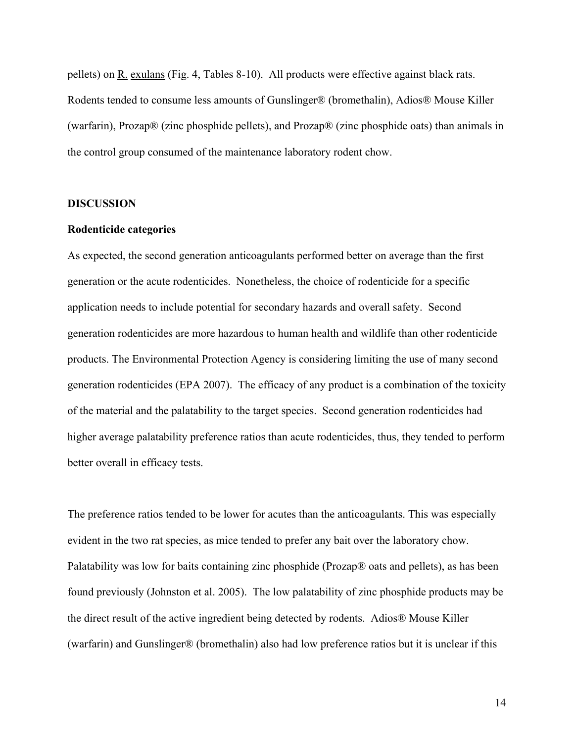pellets) on R. exulans (Fig. 4, Tables 8-10). All products were effective against black rats. Rodents tended to consume less amounts of Gunslinger® (bromethalin), Adios® Mouse Killer (warfarin), Prozap® (zinc phosphide pellets), and Prozap® (zinc phosphide oats) than animals in the control group consumed of the maintenance laboratory rodent chow.

## DISCUSSION

### Rodenticide categories

As expected, the second generation anticoagulants performed better on average than the first generation or the acute rodenticides. Nonetheless, the choice of rodenticide for a specific application needs to include potential for secondary hazards and overall safety. Second generation rodenticides are more hazardous to human health and wildlife than other rodenticide products. The Environmental Protection Agency is considering limiting the use of many second generation rodenticides (EPA 2007). The efficacy of any product is a combination of the toxicity of the material and the palatability to the target species. Second generation rodenticides had higher average palatability preference ratios than acute rodenticides, thus, they tended to perform better overall in efficacy tests.

The preference ratios tended to be lower for acutes than the anticoagulants. This was especially evident in the two rat species, as mice tended to prefer any bait over the laboratory chow. Palatability was low for baits containing zinc phosphide (Prozap® oats and pellets), as has been found previously (Johnston et al. 2005). The low palatability of zinc phosphide products may be the direct result of the active ingredient being detected by rodents. Adios® Mouse Killer (warfarin) and Gunslinger® (bromethalin) also had low preference ratios but it is unclear if this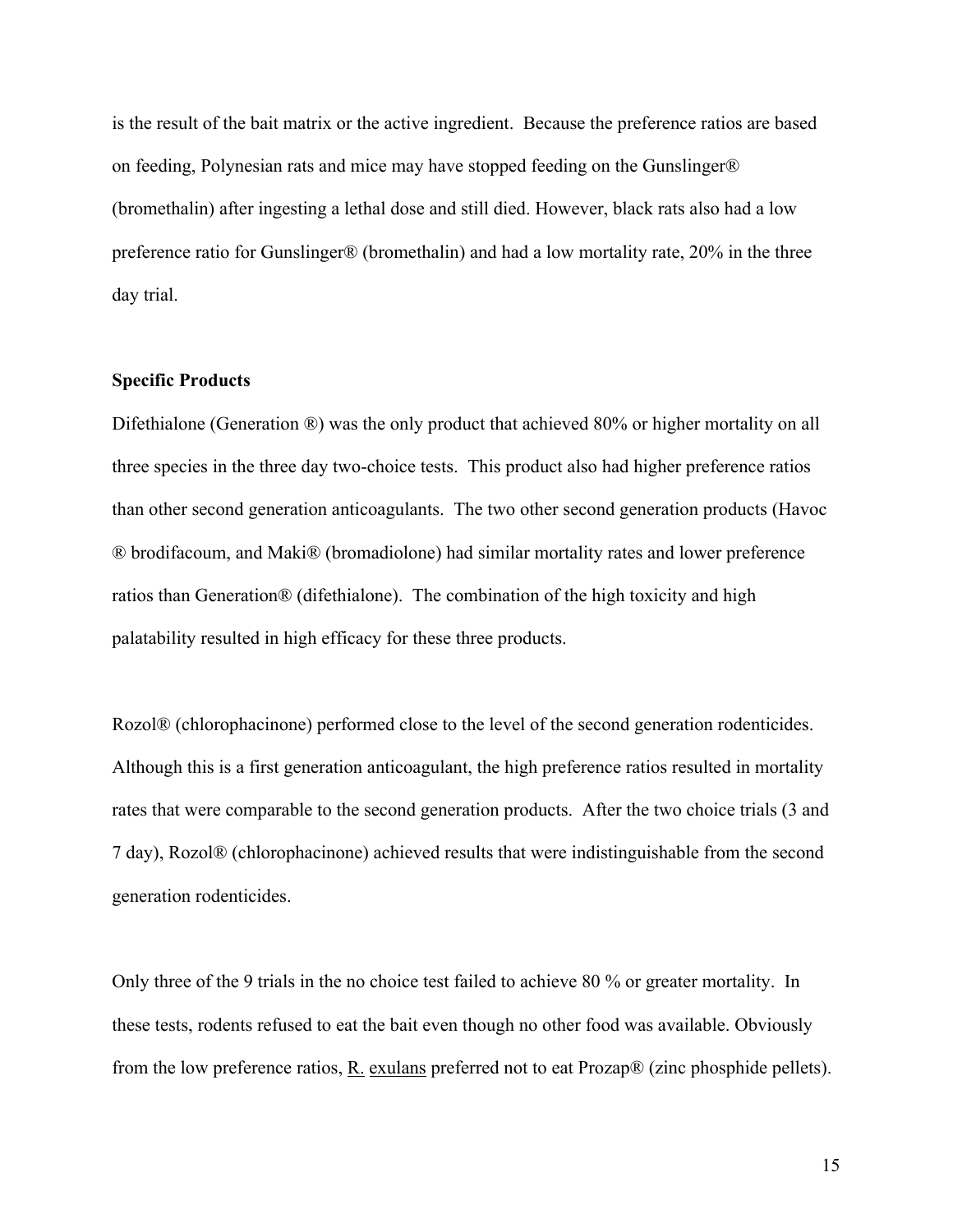is the result of the bait matrix or the active ingredient. Because the preference ratios are based on feeding, Polynesian rats and mice may have stopped feeding on the Gunslinger® (bromethalin) after ingesting a lethal dose and still died. However, black rats also had a low preference ratio for Gunslinger® (bromethalin) and had a low mortality rate, 20% in the three day trial.

**Specific Products**

Difethialone (Generation ®) was the only product that achieved 80% or higher mortality on all three species in the three day two-choice tests. This product also had higher preference ratios than other second generation anticoagulants. The two other second generation products (Havoc ® brodifacoum, and Maki® (bromadiolone) had similar mortality rates and lower preference ratios than Generation® (difethialone). The combination of the high toxicity and high palatability resulted in high efficacy for these three products.

Rozol® (chlorophacinone) performed close to the level of the second generation rodenticides. Although this is a first generation anticoagulant, the high preference ratios resulted in mortality rates that were comparable to the second generation products. After the two choice trials (3 and 7 day), Rozol® (chlorophacinone) achieved results that were indistinguishable from the second generation rodenticides.

Only three of the 9 trials in the no choice test failed to achieve 80 % or greater mortality. In these tests, rodents refused to eat the bait even though no other food was available. Obviously from the low preference ratios, <u>R.</u> <u>exulans</u> preferred not to eat Prozap® (zinc phosphide pellets).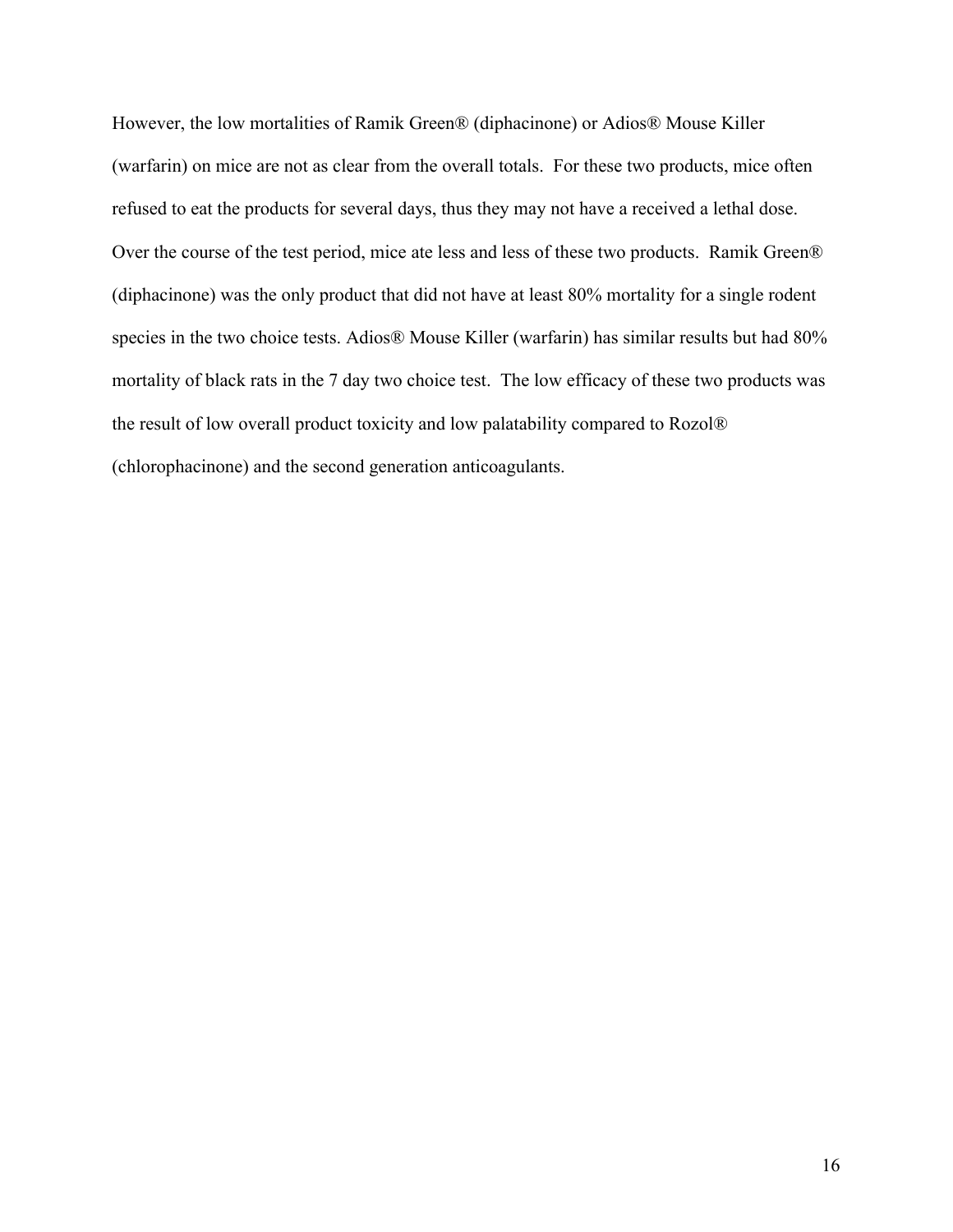However, the low mortalities of Ramik Green® (diphacinone) or Adios® Mouse Killer (warfarin) on mice are not as clear from the overall totals. For these two products, mice often refused to eat the products for several days, thus they may not have a received a lethal dose. Over the course of the test period, mice ate less and less of these two products. Ramik Green® (diphacinone) was the only product that did not have at least 80% mortality for a single rodent species in the two choice tests. Adios® Mouse Killer (warfarin) has similar results but had 80% mortality of black rats in the 7 day two choice test. The low efficacy of these two products was the result of low overall product toxicity and low palatability compared to Rozol® (chlorophacinone) and the second generation anticoagulants.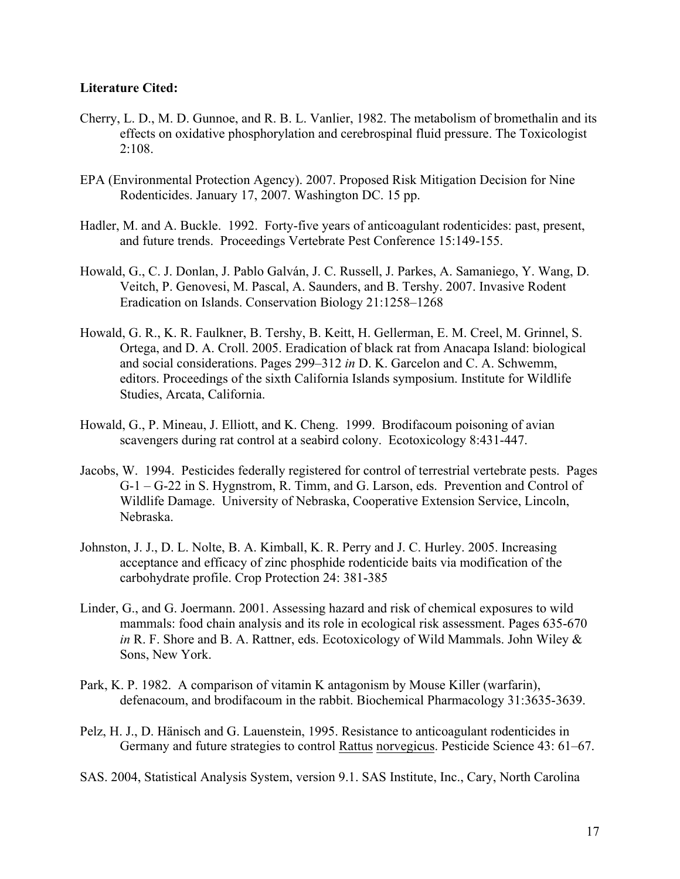**Literature Cited:**

Cherry, L. D., M. D. Gunnoe, and R. B. L. Vanlier, 1982. The metabolism of bromethalin and its effects on oxidative phosphorylation and cerebrospinal fluid pressure. The Toxicologist 2:108.

EPA (Environmental Protection Agency). 2007. Proposed Risk Mitigation Decision for Nine Rodenticides. January 17, 2007. Washington DC. 15 pp.

Hadler, M. and A. Buckle. 1992. Forty-five years of anticoagulant rodenticides: past, present, and future trends. Proceedings Vertebrate Pest Conference 15:149-155.

Howald, G., C. J. Donlan, J. Pablo Galván, J. C. Russell, J. Parkes, A. Samaniego, Y. Wang, D. Veitch, P. Genovesi, M. Pascal, A. Saunders, and B. Tershy. 2007. Invasive Rodent Eradication on Islands. Conservation Biology 21:1258–1268

Howald, G. R., K. R. Faulkner, B. Tershy, B. Keitt, H. Gellerman, E. M. Creel, M. Grinnel, S. Ortega, and D. A. Croll. 2005. Eradication of black rat from Anacapa Island: biological and social considerations. Pages 299–312 *in* D. K. Garcelon and C. A. Schwemm, editors. Proceedings of the sixth California Islands symposium. Institute for Wildlife Studies, Arcata, California.

Howald, G., P. Mineau, J. Elliott, and K. Cheng. 1999. Brodifacoum poisoning of avian scavengers during rat control at a seabird colony. Ecotoxicology 8:431-447.

Jacobs, W. 1994. Pesticides federally registered for control of terrestrial vertebrate pests. Pages G-1 – G-22 in S. Hygnstrom, R. Timm, and G. Larson, eds. Prevention and Control of Wildlife Damage. University of Nebraska, Cooperative Extension Service, Lincoln, Nebraska.

Johnston, J. J., D. L. Nolte, B. A. Kimball, K. R. Perry and J. C. Hurley. 2005. Increasing acceptance and efficacy of zinc phosphide rodenticide baits via modification of the carbohydrate profile. Crop Protection 24: 381-385

Linder, G., and G. Joermann. 2001. Assessing hazard and risk of chemical exposures to wild mammals: food chain analysis and its role in ecological risk assessment. Pages 635-670 *in* R. F. Shore and B. A. Rattner, eds. Ecotoxicology of Wild Mammals. John Wiley & Sons, New York.

Park, K. P. 1982. A comparison of vitamin K antagonism by Mouse Killer (warfarin), defenacoum, and brodifacoum in the rabbit. Biochemical Pharmacology 31:3635-3639.

Pelz, H. J., D. Hänisch and G. Lauenstein, 1995. Resistance to anticoagulant rodenticides in Germany and future strategies to control Rattus norvegicus. Pesticide Science 43: 61–67.

SAS. 2004, Statistical Analysis System, version 9.1. SAS Institute, Inc., Cary, North Carolina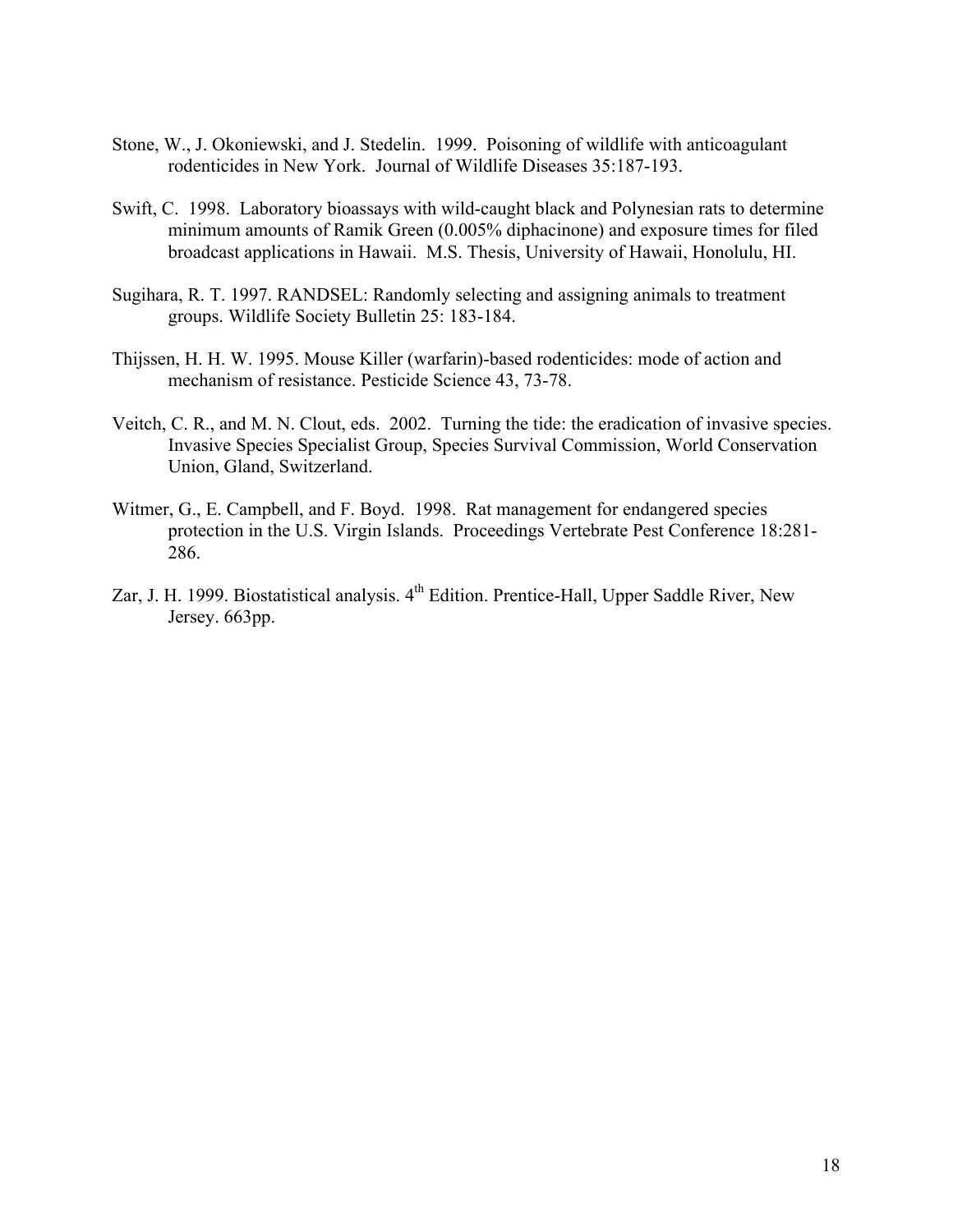Stone, W., J. Okoniewski, and J. Stedelin. 1999. Poisoning of wildlife with anticoagulant rodenticides in New York. Journal of Wildlife Diseases 35:187-193.

Swift, C. 1998. Laboratory bioassays with wild-caught black and Polynesian rats to determine minimum amounts of Ramik Green (0.005% diphacinone) and exposure times for filed broadcast applications in Hawaii. M.S. Thesis, University of Hawaii, Honolulu, HI.

Sugihara, R. T. 1997. RANDSEL: Randomly selecting and assigning animals to treatment groups. Wildlife Society Bulletin 25: 183-184.

Thijssen, H. H. W. 1995. Mouse Killer (warfarin)-based rodenticides: mode of action and mechanism of resistance. Pesticide Science 43, 73-78.

Veitch, C. R., and M. N. Clout, eds. 2002. Turning the tide: the eradication of invasive species. Invasive Species Specialist Group, Species Survival Commission, World Conservation Union, Gland, Switzerland.

Witmer, G., E. Campbell, and F. Boyd. 1998. Rat management for endangered species protection in the U.S. Virgin Islands. Proceedings Vertebrate Pest Conference 18:281-286.

Zar, J. H. 1999. Biostatistical analysis. 4th Edition. Prentice-Hall, Upper Saddle River, New Jersey. 663pp.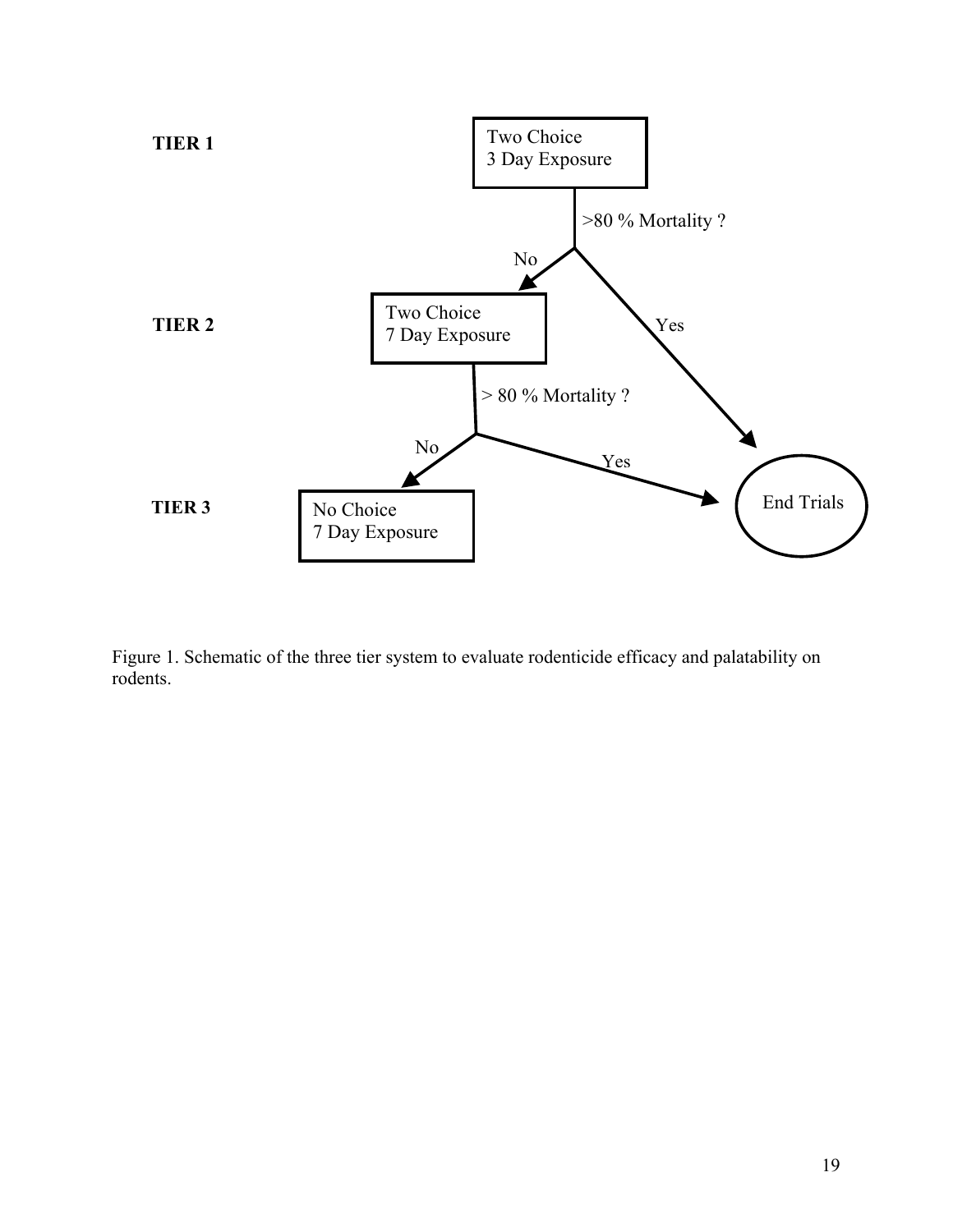TIER 1

Two Choice
3 Day Exposure

>80 % Mortality ?

No

Yes

TIER 2

Two Choice
7 Day Exposure

> 80 % Mortality ?

No

Yes

TIER 3

No Choice
7 Day Exposure

End Trials

Figure 1. Schematic of the three tier system to evaluate rodenticide efficacy and palatability on rodents.